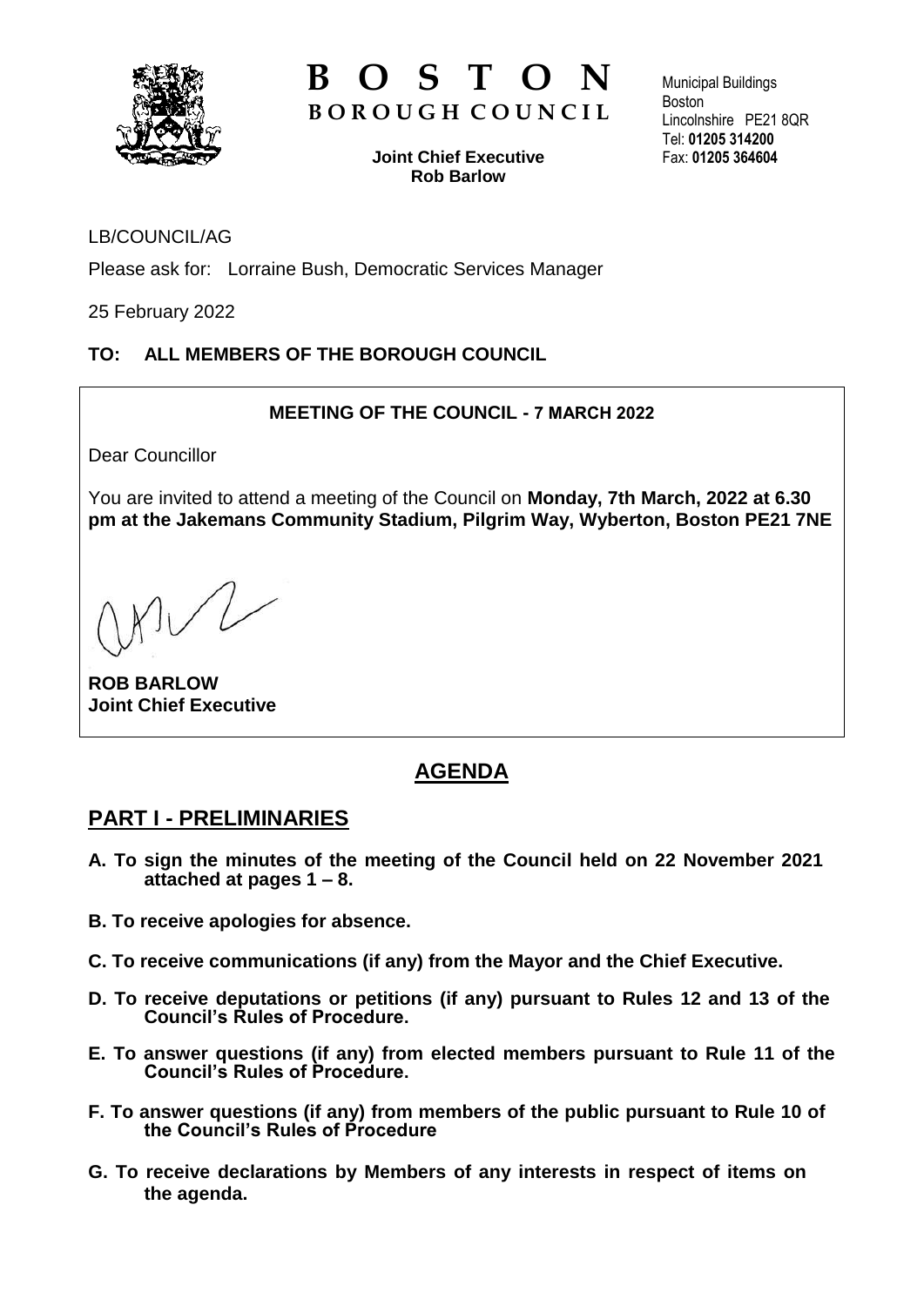# BOSTON
## BOROUGH COUNCIL

**Joint Chief Executive**
**Rob Barlow**

Municipal Buildings
Boston
Lincolnshire PE21 8QR
Tel: **01205 314200**
Fax: **01205 364604**

LB/COUNCIL/AG

Please ask for: Lorraine Bush, Democratic Services Manager

25 February 2022

**TO: ALL MEMBERS OF THE BOROUGH COUNCIL**

**MEETING OF THE COUNCIL - 7 MARCH 2022**

Dear Councillor

You are invited to attend a meeting of the Council on **Monday, 7th March, 2022 at 6.30 pm at the Jakemans Community Stadium, Pilgrim Way, Wyberton, Boston PE21 7NE**

**ROB BARLOW**
**Joint Chief Executive**

# AGENDA

## PART I - PRELIMINARIES

**A. To sign the minutes of the meeting of the Council held on 22 November 2021 attached at pages 1 – 8.**

**B. To receive apologies for absence.**

**C. To receive communications (if any) from the Mayor and the Chief Executive.**

**D. To receive deputations or petitions (if any) pursuant to Rules 12 and 13 of the Council's Rules of Procedure.**

**E. To answer questions (if any) from elected members pursuant to Rule 11 of the Council's Rules of Procedure.**

**F. To answer questions (if any) from members of the public pursuant to Rule 10 of the Council's Rules of Procedure**

**G. To receive declarations by Members of any interests in respect of items on the agenda.**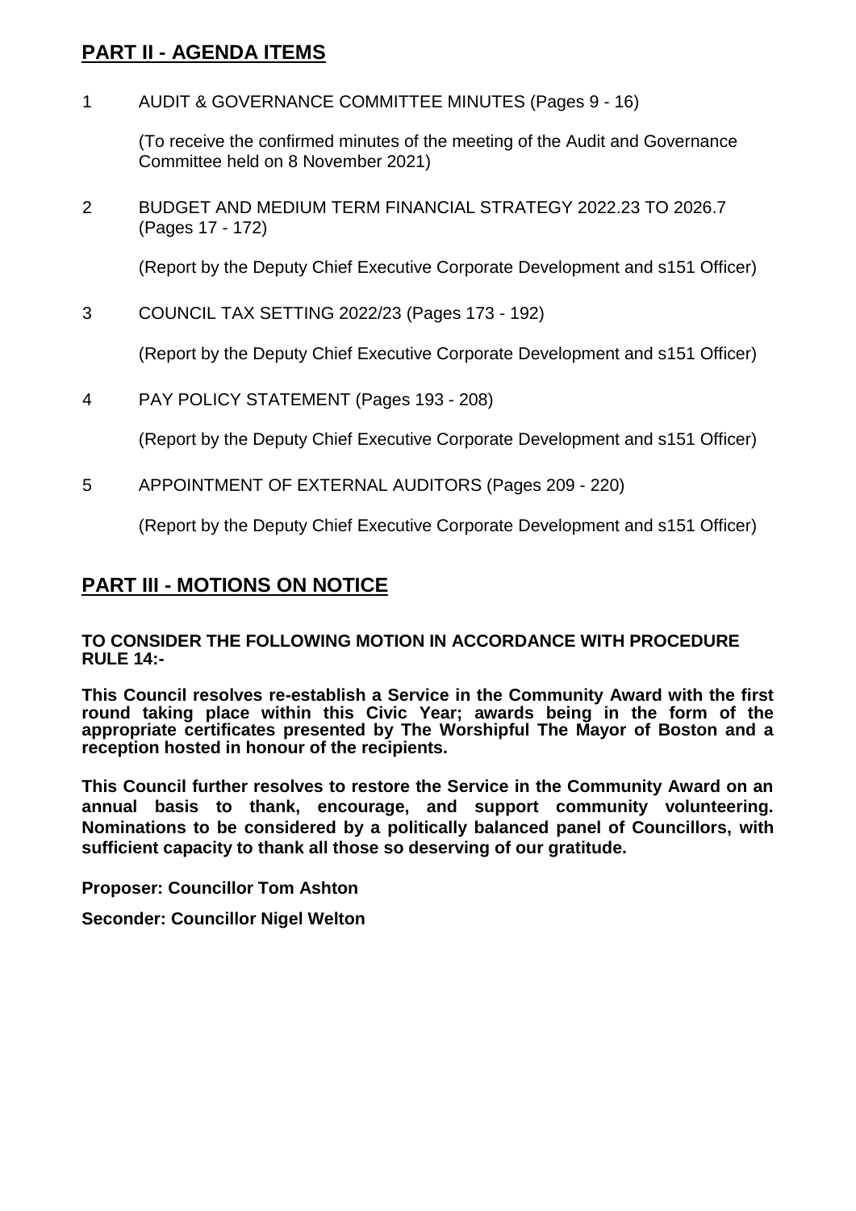## PART II - AGENDA ITEMS

1 AUDIT & GOVERNANCE COMMITTEE MINUTES (Pages 9 - 16)

(To receive the confirmed minutes of the meeting of the Audit and Governance Committee held on 8 November 2021)

2 BUDGET AND MEDIUM TERM FINANCIAL STRATEGY 2022.23 TO 2026.7 (Pages 17 - 172)

(Report by the Deputy Chief Executive Corporate Development and s151 Officer)

3 COUNCIL TAX SETTING 2022/23 (Pages 173 - 192)

(Report by the Deputy Chief Executive Corporate Development and s151 Officer)

4 PAY POLICY STATEMENT (Pages 193 - 208)

(Report by the Deputy Chief Executive Corporate Development and s151 Officer)

5 APPOINTMENT OF EXTERNAL AUDITORS (Pages 209 - 220)

(Report by the Deputy Chief Executive Corporate Development and s151 Officer)

## PART III - MOTIONS ON NOTICE

**TO CONSIDER THE FOLLOWING MOTION IN ACCORDANCE WITH PROCEDURE RULE 14:-**

**This Council resolves re-establish a Service in the Community Award with the first round taking place within this Civic Year; awards being in the form of the appropriate certificates presented by The Worshipful The Mayor of Boston and a reception hosted in honour of the recipients.**

**This Council further resolves to restore the Service in the Community Award on an annual basis to thank, encourage, and support community volunteering. Nominations to be considered by a politically balanced panel of Councillors, with sufficient capacity to thank all those so deserving of our gratitude.**

**Proposer: Councillor Tom Ashton**

**Seconder: Councillor Nigel Welton**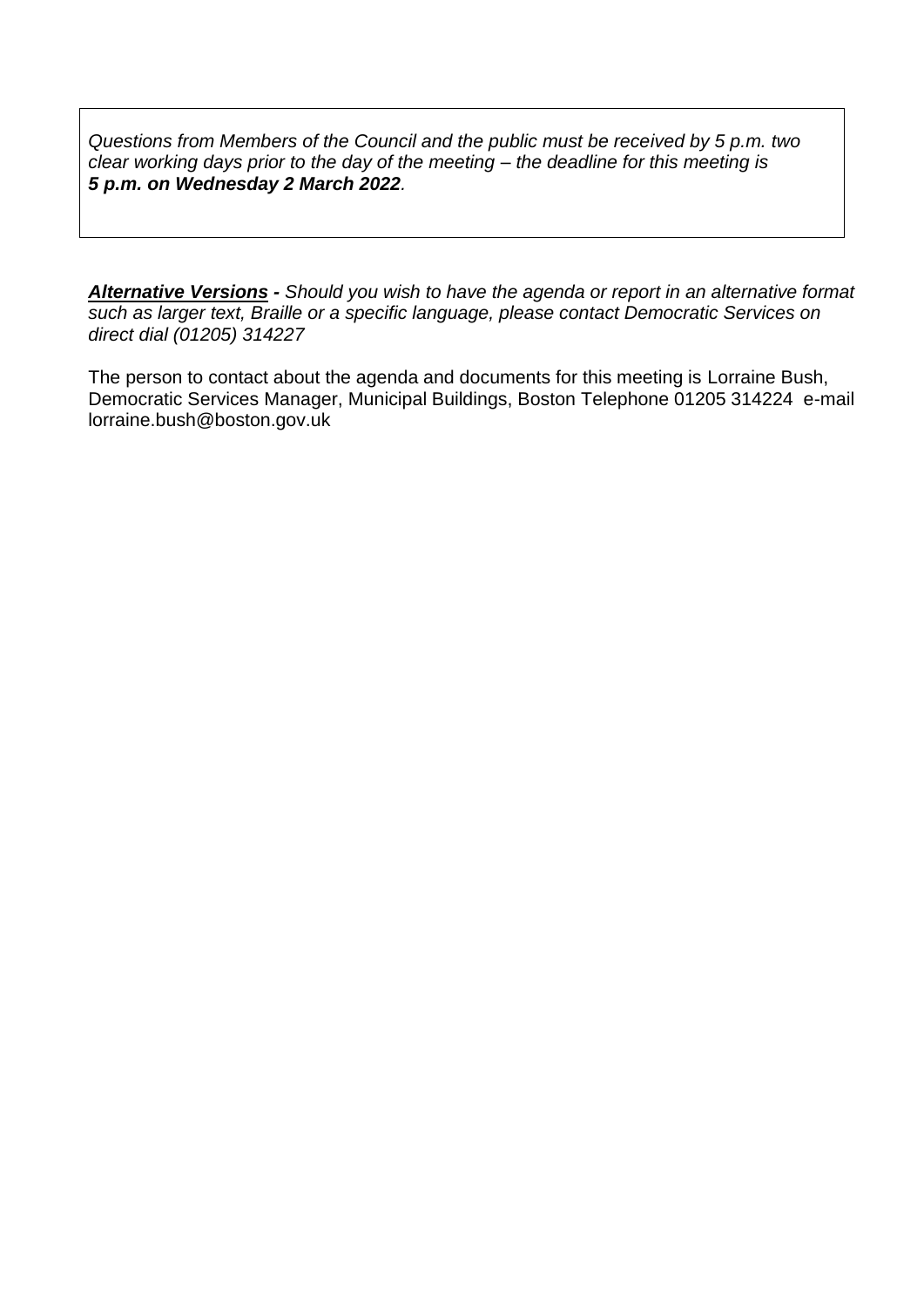*Questions from Members of the Council and the public must be received by 5 p.m. two clear working days prior to the day of the meeting – the deadline for this meeting is* ***5 p.m. on Wednesday 2 March 2022****.*

***Alternative Versions* -** *Should you wish to have the agenda or report in an alternative format such as larger text, Braille or a specific language, please contact Democratic Services on direct dial (01205) 314227*

The person to contact about the agenda and documents for this meeting is Lorraine Bush, Democratic Services Manager, Municipal Buildings, Boston Telephone 01205 314224 e-mail lorraine.bush@boston.gov.uk